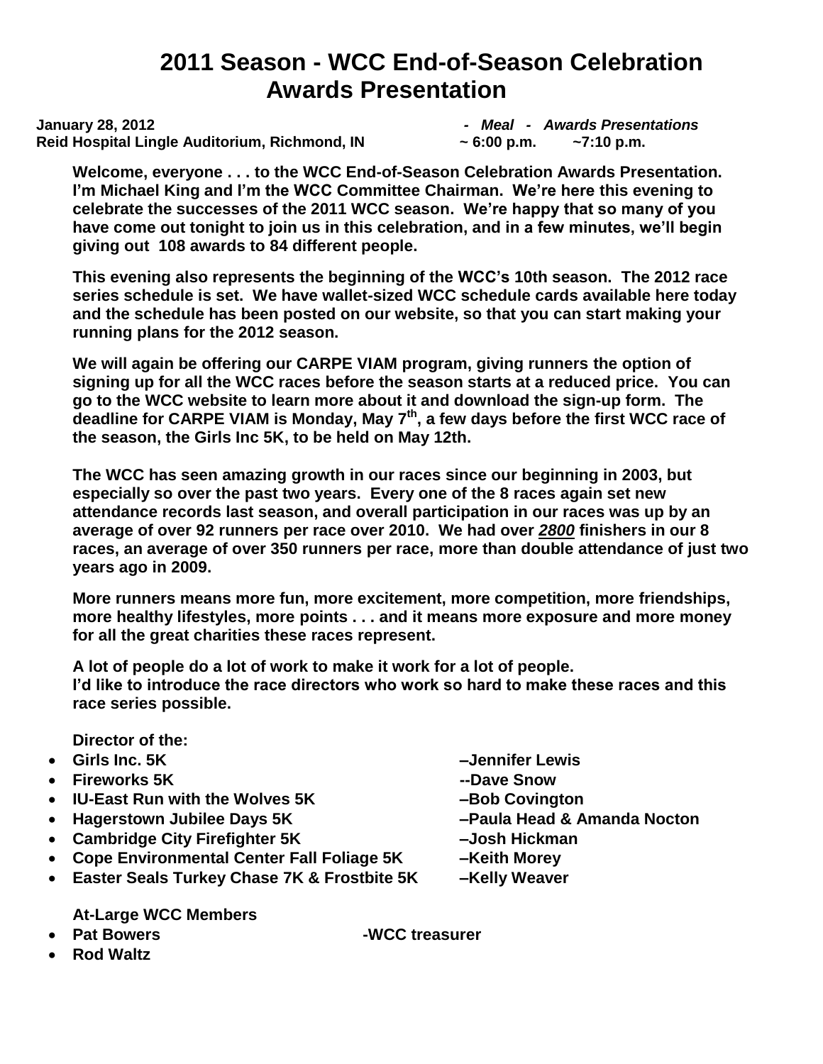# 2011 Season - WCC End-of-Season Celebration Awards Presentation

**January 28, 2012** — ***- Meal - Awards Presentations***

**Reid Hospital Lingle Auditorium, Richmond, IN** — **~ 6:00 p.m. ~7:10 p.m.**

**Welcome, everyone . . . to the WCC End-of-Season Celebration Awards Presentation. I'm Michael King and I'm the WCC Committee Chairman. We're here this evening to celebrate the successes of the 2011 WCC season. We're happy that so many of you have come out tonight to join us in this celebration, and in a few minutes, we'll begin giving out 108 awards to 84 different people.**

**This evening also represents the beginning of the WCC's 10th season. The 2012 race series schedule is set. We have wallet-sized WCC schedule cards available here today and the schedule has been posted on our website, so that you can start making your running plans for the 2012 season.**

**We will again be offering our CARPE VIAM program, giving runners the option of signing up for all the WCC races before the season starts at a reduced price. You can go to the WCC website to learn more about it and download the sign-up form. The deadline for CARPE VIAM is Monday, May 7th, a few days before the first WCC race of the season, the Girls Inc 5K, to be held on May 12th.**

**The WCC has seen amazing growth in our races since our beginning in 2003, but especially so over the past two years. Every one of the 8 races again set new attendance records last season, and overall participation in our races was up by an average of over 92 runners per race over 2010. We had over *2800* finishers in our 8 races, an average of over 350 runners per race, more than double attendance of just two years ago in 2009.**

**More runners means more fun, more excitement, more competition, more friendships, more healthy lifestyles, more points . . . and it means more exposure and more money for all the great charities these races represent.**

**A lot of people do a lot of work to make it work for a lot of people.**
**I'd like to introduce the race directors who work so hard to make these races and this race series possible.**

**Director of the:**

- **Girls Inc. 5K –Jennifer Lewis**
- **Fireworks 5K --Dave Snow**
- **IU-East Run with the Wolves 5K –Bob Covington**
- **Hagerstown Jubilee Days 5K –Paula Head & Amanda Nocton**
- **Cambridge City Firefighter 5K –Josh Hickman**
- **Cope Environmental Center Fall Foliage 5K –Keith Morey**
- **Easter Seals Turkey Chase 7K & Frostbite 5K –Kelly Weaver**

**At-Large WCC Members**

- **Pat Bowers -WCC treasurer**
- **Rod Waltz**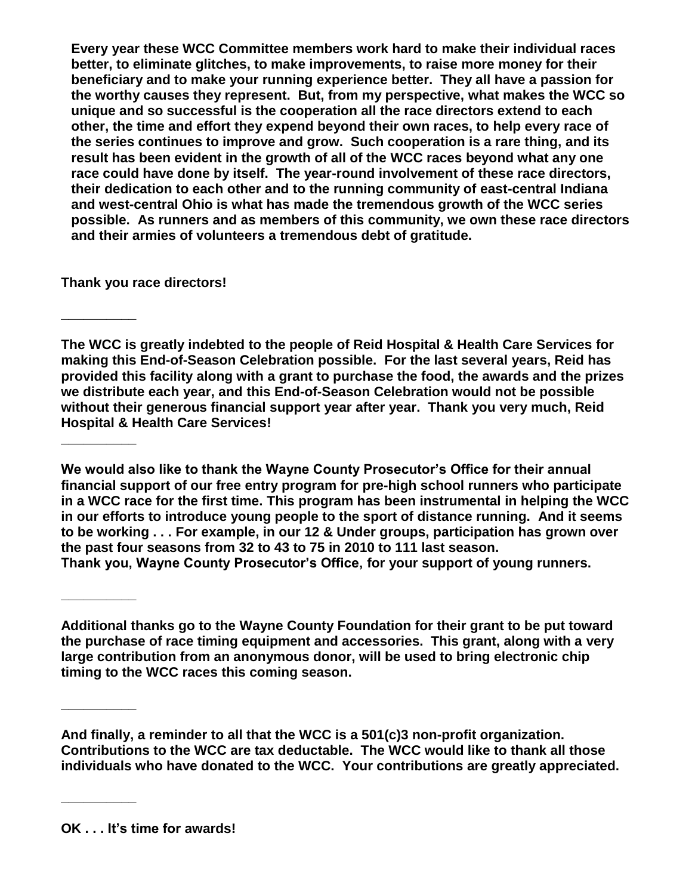**Every year these WCC Committee members work hard to make their individual races better, to eliminate glitches, to make improvements, to raise more money for their beneficiary and to make your running experience better. They all have a passion for the worthy causes they represent. But, from my perspective, what makes the WCC so unique and so successful is the cooperation all the race directors extend to each other, the time and effort they expend beyond their own races, to help every race of the series continues to improve and grow. Such cooperation is a rare thing, and its result has been evident in the growth of all of the WCC races beyond what any one race could have done by itself. The year-round involvement of these race directors, their dedication to each other and to the running community of east-central Indiana and west-central Ohio is what has made the tremendous growth of the WCC series possible. As runners and as members of this community, we own these race directors and their armies of volunteers a tremendous debt of gratitude.**

**Thank you race directors!**

---

**The WCC is greatly indebted to the people of Reid Hospital & Health Care Services for making this End-of-Season Celebration possible. For the last several years, Reid has provided this facility along with a grant to purchase the food, the awards and the prizes we distribute each year, and this End-of-Season Celebration would not be possible without their generous financial support year after year. Thank you very much, Reid Hospital & Health Care Services!**

---

**We would also like to thank the Wayne County Prosecutor's Office for their annual financial support of our free entry program for pre-high school runners who participate in a WCC race for the first time. This program has been instrumental in helping the WCC in our efforts to introduce young people to the sport of distance running. And it seems to be working . . . For example, in our 12 & Under groups, participation has grown over the past four seasons from 32 to 43 to 75 in 2010 to 111 last season.**
**Thank you, Wayne County Prosecutor's Office, for your support of young runners.**

---

**Additional thanks go to the Wayne County Foundation for their grant to be put toward the purchase of race timing equipment and accessories. This grant, along with a very large contribution from an anonymous donor, will be used to bring electronic chip timing to the WCC races this coming season.**

---

**And finally, a reminder to all that the WCC is a 501(c)3 non-profit organization. Contributions to the WCC are tax deductable. The WCC would like to thank all those individuals who have donated to the WCC. Your contributions are greatly appreciated.**

---

**OK . . . It's time for awards!**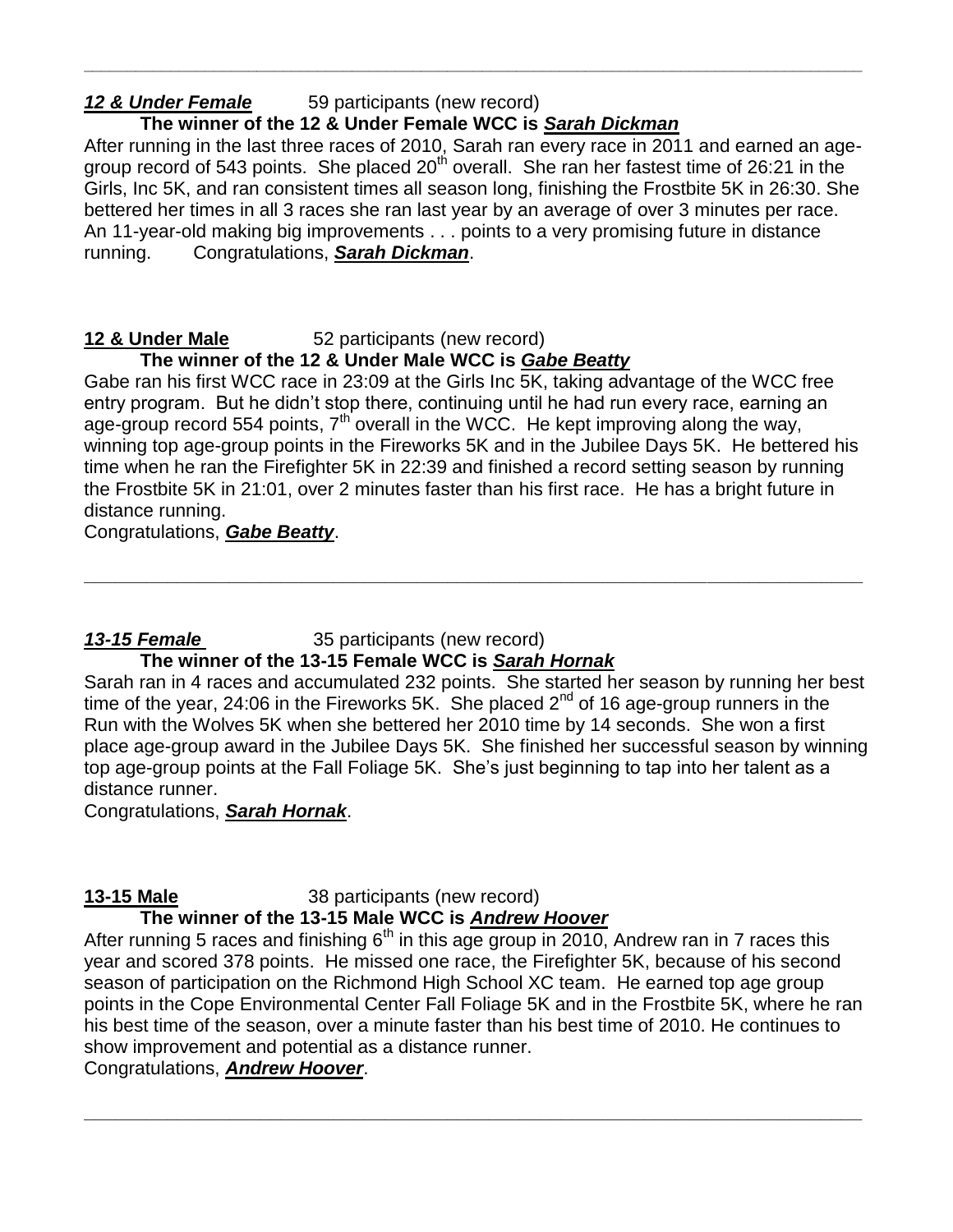---

***12 & Under Female*** 59 participants (new record)

**The winner of the 12 & Under Female WCC is *Sarah Dickman***

After running in the last three races of 2010, Sarah ran every race in 2011 and earned an age-group record of 543 points. She placed 20th overall. She ran her fastest time of 26:21 in the Girls, Inc 5K, and ran consistent times all season long, finishing the Frostbite 5K in 26:30. She bettered her times in all 3 races she ran last year by an average of over 3 minutes per race. An 11-year-old making big improvements . . . points to a very promising future in distance running. Congratulations, ***Sarah Dickman***.

**12 & Under Male** 52 participants (new record)

**The winner of the 12 & Under Male WCC is *Gabe Beatty***

Gabe ran his first WCC race in 23:09 at the Girls Inc 5K, taking advantage of the WCC free entry program. But he didn't stop there, continuing until he had run every race, earning an age-group record 554 points, 7th overall in the WCC. He kept improving along the way, winning top age-group points in the Fireworks 5K and in the Jubilee Days 5K. He bettered his time when he ran the Firefighter 5K in 22:39 and finished a record setting season by running the Frostbite 5K in 21:01, over 2 minutes faster than his first race. He has a bright future in distance running.

Congratulations, ***Gabe Beatty***.

---

***13-15 Female*** 35 participants (new record)

**The winner of the 13-15 Female WCC is *Sarah Hornak***

Sarah ran in 4 races and accumulated 232 points. She started her season by running her best time of the year, 24:06 in the Fireworks 5K. She placed 2nd of 16 age-group runners in the Run with the Wolves 5K when she bettered her 2010 time by 14 seconds. She won a first place age-group award in the Jubilee Days 5K. She finished her successful season by winning top age-group points at the Fall Foliage 5K. She's just beginning to tap into her talent as a distance runner.

Congratulations, ***Sarah Hornak***.

**13-15 Male** 38 participants (new record)

**The winner of the 13-15 Male WCC is *Andrew Hoover***

After running 5 races and finishing 6th in this age group in 2010, Andrew ran in 7 races this year and scored 378 points. He missed one race, the Firefighter 5K, because of his second season of participation on the Richmond High School XC team. He earned top age group points in the Cope Environmental Center Fall Foliage 5K and in the Frostbite 5K, where he ran his best time of the season, over a minute faster than his best time of 2010. He continues to show improvement and potential as a distance runner.

Congratulations, ***Andrew Hoover***.

---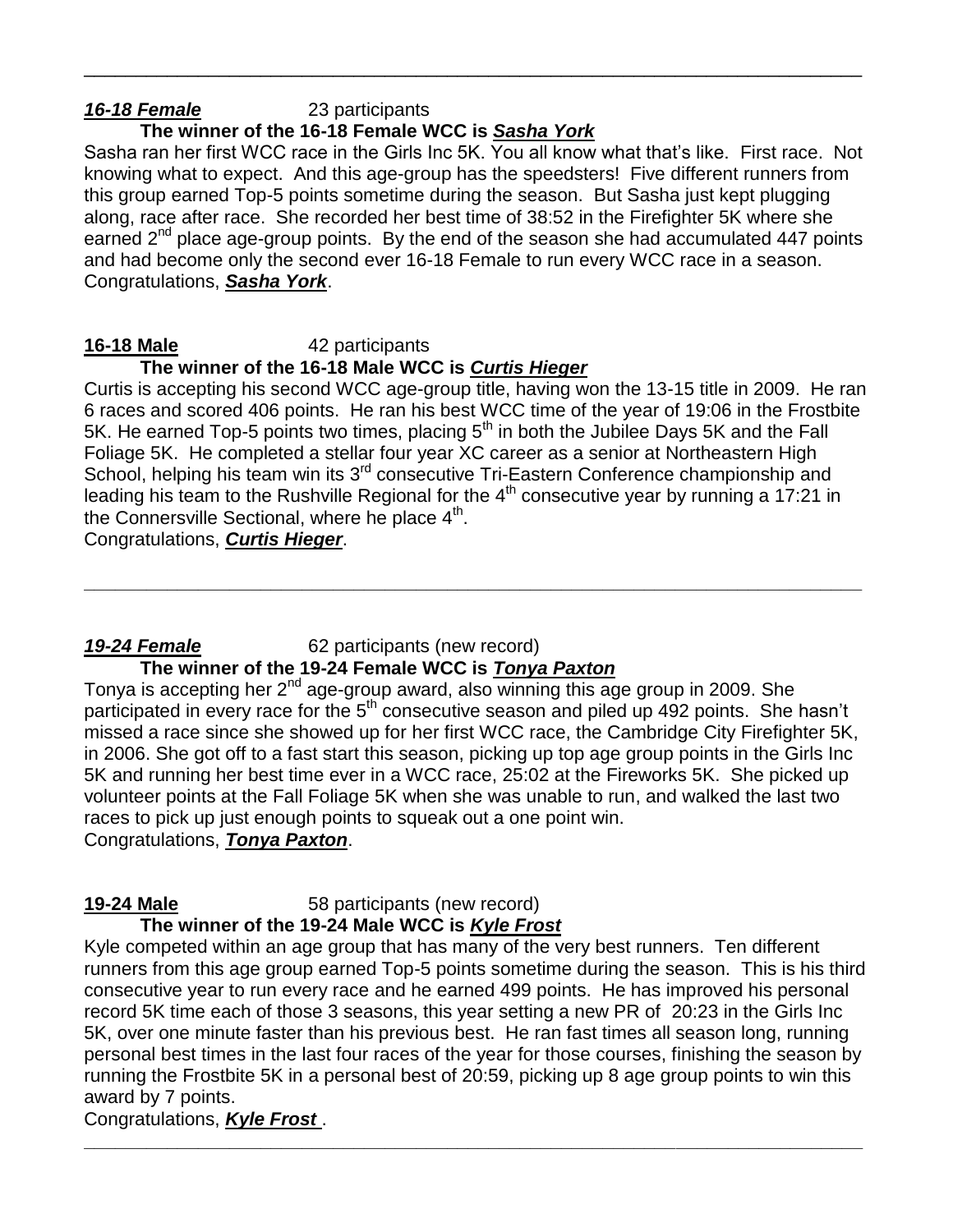---

***16-18 Female*** 23 participants

**The winner of the 16-18 Female WCC is *Sasha York***

Sasha ran her first WCC race in the Girls Inc 5K. You all know what that's like. First race. Not knowing what to expect. And this age-group has the speedsters! Five different runners from this group earned Top-5 points sometime during the season. But Sasha just kept plugging along, race after race. She recorded her best time of 38:52 in the Firefighter 5K where she earned 2nd place age-group points. By the end of the season she had accumulated 447 points and had become only the second ever 16-18 Female to run every WCC race in a season. Congratulations, ***Sasha York***.

**16-18 Male** 42 participants

**The winner of the 16-18 Male WCC is *Curtis Hieger***

Curtis is accepting his second WCC age-group title, having won the 13-15 title in 2009. He ran 6 races and scored 406 points. He ran his best WCC time of the year of 19:06 in the Frostbite 5K. He earned Top-5 points two times, placing 5th in both the Jubilee Days 5K and the Fall Foliage 5K. He completed a stellar four year XC career as a senior at Northeastern High School, helping his team win its 3rd consecutive Tri-Eastern Conference championship and leading his team to the Rushville Regional for the 4th consecutive year by running a 17:21 in the Connersville Sectional, where he place 4th.

Congratulations, ***Curtis Hieger***.

---

***19-24 Female*** 62 participants (new record)

**The winner of the 19-24 Female WCC is *Tonya Paxton***

Tonya is accepting her 2nd age-group award, also winning this age group in 2009. She participated in every race for the 5th consecutive season and piled up 492 points. She hasn't missed a race since she showed up for her first WCC race, the Cambridge City Firefighter 5K, in 2006. She got off to a fast start this season, picking up top age group points in the Girls Inc 5K and running her best time ever in a WCC race, 25:02 at the Fireworks 5K. She picked up volunteer points at the Fall Foliage 5K when she was unable to run, and walked the last two races to pick up just enough points to squeak out a one point win.

Congratulations, ***Tonya Paxton***.

**19-24 Male** 58 participants (new record)

**The winner of the 19-24 Male WCC is *Kyle Frost***

Kyle competed within an age group that has many of the very best runners. Ten different runners from this age group earned Top-5 points sometime during the season. This is his third consecutive year to run every race and he earned 499 points. He has improved his personal record 5K time each of those 3 seasons, this year setting a new PR of 20:23 in the Girls Inc 5K, over one minute faster than his previous best. He ran fast times all season long, running personal best times in the last four races of the year for those courses, finishing the season by running the Frostbite 5K in a personal best of 20:59, picking up 8 age group points to win this award by 7 points.

Congratulations, ***Kyle Frost*** .

---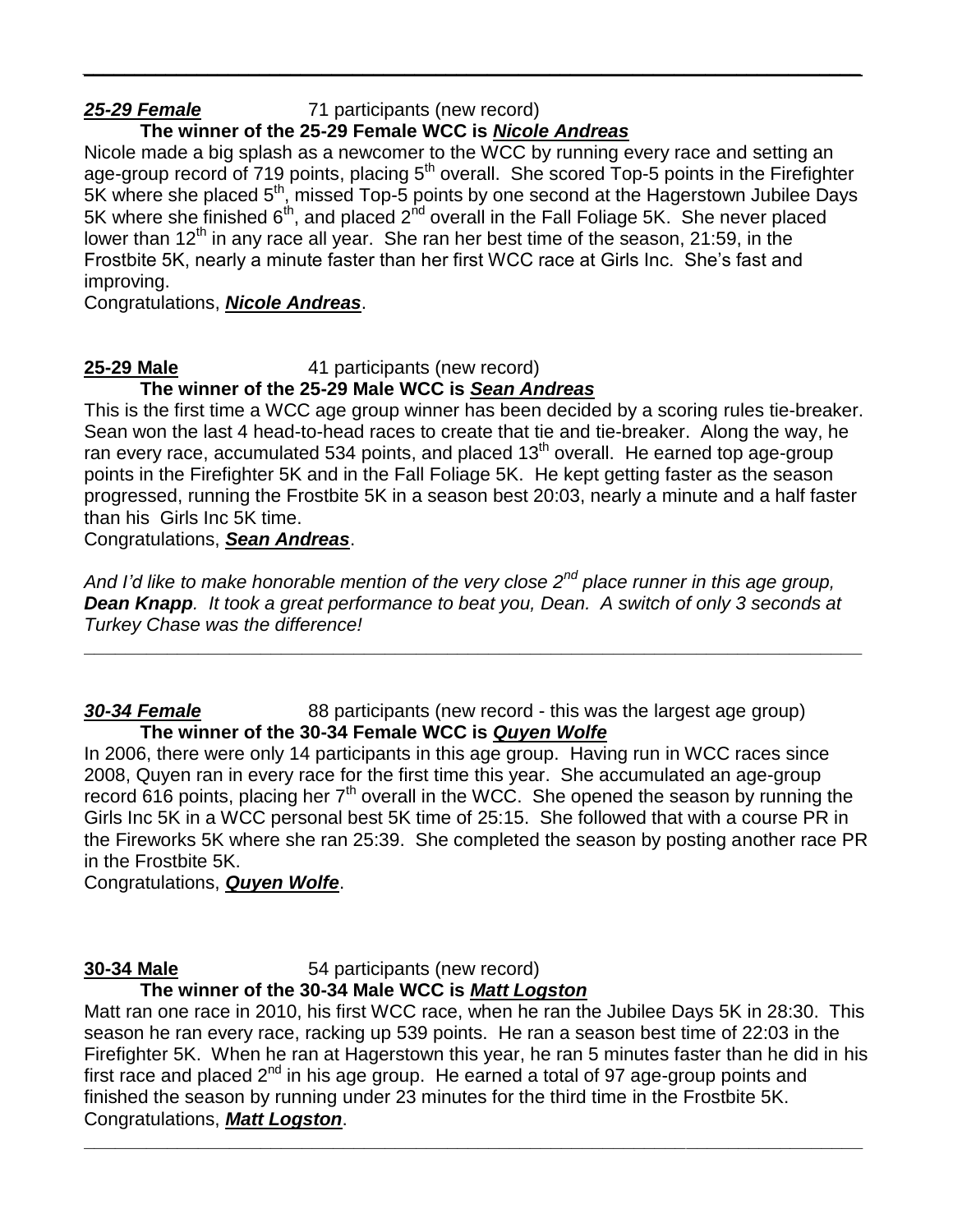***25-29 Female*** 71 participants (new record)

**The winner of the 25-29 Female WCC is *Nicole Andreas***

Nicole made a big splash as a newcomer to the WCC by running every race and setting an age-group record of 719 points, placing 5th overall. She scored Top-5 points in the Firefighter 5K where she placed 5th, missed Top-5 points by one second at the Hagerstown Jubilee Days 5K where she finished 6th, and placed 2nd overall in the Fall Foliage 5K. She never placed lower than 12th in any race all year. She ran her best time of the season, 21:59, in the Frostbite 5K, nearly a minute faster than her first WCC race at Girls Inc. She's fast and improving.

Congratulations, ***Nicole Andreas***.

**25-29 Male** 41 participants (new record)

**The winner of the 25-29 Male WCC is *Sean Andreas***

This is the first time a WCC age group winner has been decided by a scoring rules tie-breaker. Sean won the last 4 head-to-head races to create that tie and tie-breaker. Along the way, he ran every race, accumulated 534 points, and placed 13th overall. He earned top age-group points in the Firefighter 5K and in the Fall Foliage 5K. He kept getting faster as the season progressed, running the Frostbite 5K in a season best 20:03, nearly a minute and a half faster than his Girls Inc 5K time.

Congratulations, ***Sean Andreas***.

*And I'd like to make honorable mention of the very close 2nd place runner in this age group, **Dean Knapp**. It took a great performance to beat you, Dean. A switch of only 3 seconds at Turkey Chase was the difference!*

---

***30-34 Female*** 88 participants (new record - this was the largest age group)

**The winner of the 30-34 Female WCC is *Quyen Wolfe***

In 2006, there were only 14 participants in this age group. Having run in WCC races since 2008, Quyen ran in every race for the first time this year. She accumulated an age-group record 616 points, placing her 7th overall in the WCC. She opened the season by running the Girls Inc 5K in a WCC personal best 5K time of 25:15. She followed that with a course PR in the Fireworks 5K where she ran 25:39. She completed the season by posting another race PR in the Frostbite 5K.

Congratulations, ***Quyen Wolfe***.

**30-34 Male** 54 participants (new record)

**The winner of the 30-34 Male WCC is *Matt Logston***

Matt ran one race in 2010, his first WCC race, when he ran the Jubilee Days 5K in 28:30. This season he ran every race, racking up 539 points. He ran a season best time of 22:03 in the Firefighter 5K. When he ran at Hagerstown this year, he ran 5 minutes faster than he did in his first race and placed 2nd in his age group. He earned a total of 97 age-group points and finished the season by running under 23 minutes for the third time in the Frostbite 5K.

Congratulations, ***Matt Logston***.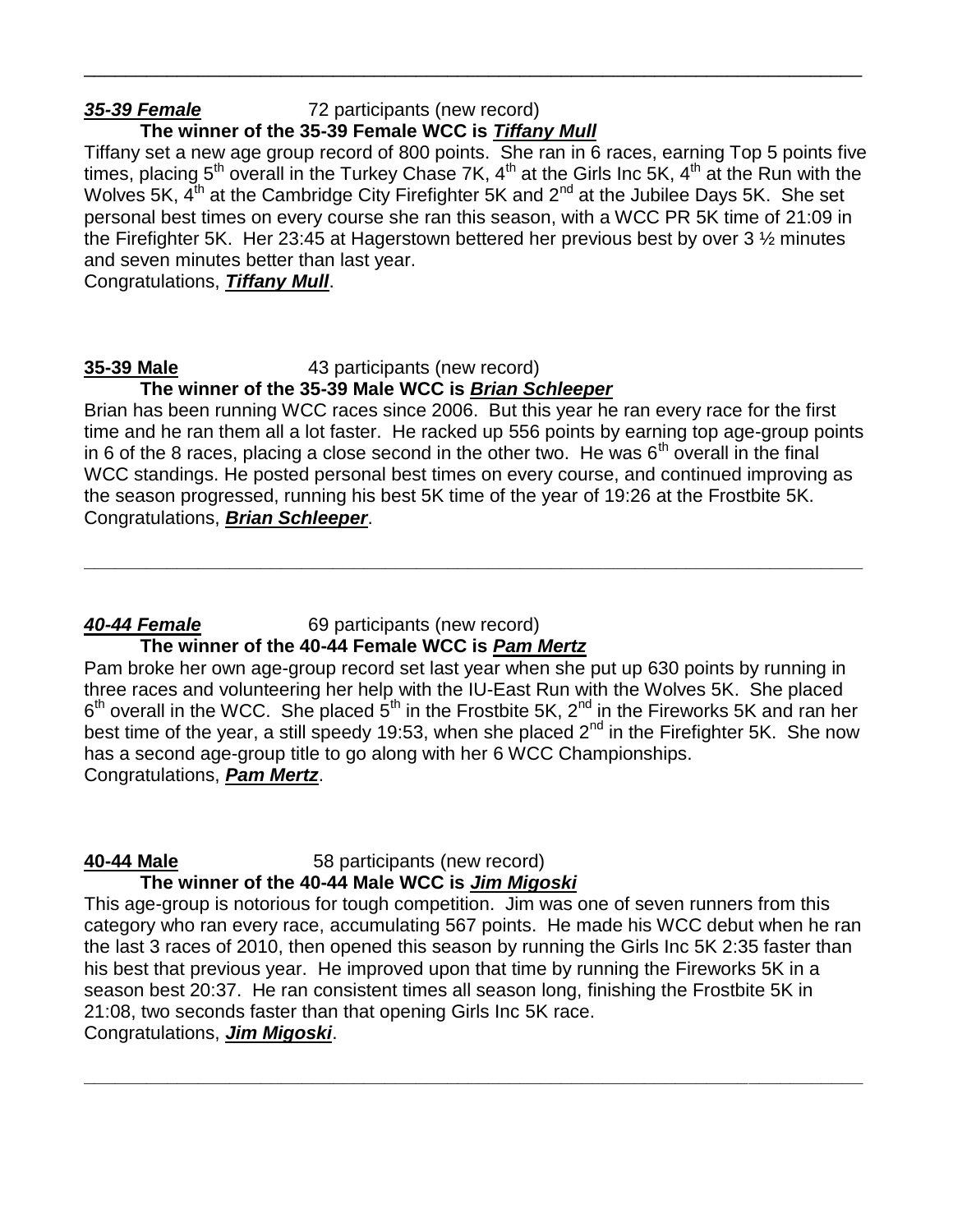---

***35-39 Female*** 72 participants (new record)

**The winner of the 35-39 Female WCC is *Tiffany Mull***

Tiffany set a new age group record of 800 points. She ran in 6 races, earning Top 5 points five times, placing 5th overall in the Turkey Chase 7K, 4th at the Girls Inc 5K, 4th at the Run with the Wolves 5K, 4th at the Cambridge City Firefighter 5K and 2nd at the Jubilee Days 5K. She set personal best times on every course she ran this season, with a WCC PR 5K time of 21:09 in the Firefighter 5K. Her 23:45 at Hagerstown bettered her previous best by over 3 ½ minutes and seven minutes better than last year.

Congratulations, ***Tiffany Mull***.

**35-39 Male** 43 participants (new record)

**The winner of the 35-39 Male WCC is *Brian Schleeper***

Brian has been running WCC races since 2006. But this year he ran every race for the first time and he ran them all a lot faster. He racked up 556 points by earning top age-group points in 6 of the 8 races, placing a close second in the other two. He was 6th overall in the final WCC standings. He posted personal best times on every course, and continued improving as the season progressed, running his best 5K time of the year of 19:26 at the Frostbite 5K.

Congratulations, ***Brian Schleeper***.

---

***40-44 Female*** 69 participants (new record)

**The winner of the 40-44 Female WCC is *Pam Mertz***

Pam broke her own age-group record set last year when she put up 630 points by running in three races and volunteering her help with the IU-East Run with the Wolves 5K. She placed 6th overall in the WCC. She placed 5th in the Frostbite 5K, 2nd in the Fireworks 5K and ran her best time of the year, a still speedy 19:53, when she placed 2nd in the Firefighter 5K. She now has a second age-group title to go along with her 6 WCC Championships.

Congratulations, ***Pam Mertz***.

**40-44 Male** 58 participants (new record)

**The winner of the 40-44 Male WCC is *Jim Migoski***

This age-group is notorious for tough competition. Jim was one of seven runners from this category who ran every race, accumulating 567 points. He made his WCC debut when he ran the last 3 races of 2010, then opened this season by running the Girls Inc 5K 2:35 faster than his best that previous year. He improved upon that time by running the Fireworks 5K in a season best 20:37. He ran consistent times all season long, finishing the Frostbite 5K in 21:08, two seconds faster than that opening Girls Inc 5K race.

Congratulations, ***Jim Migoski***.

---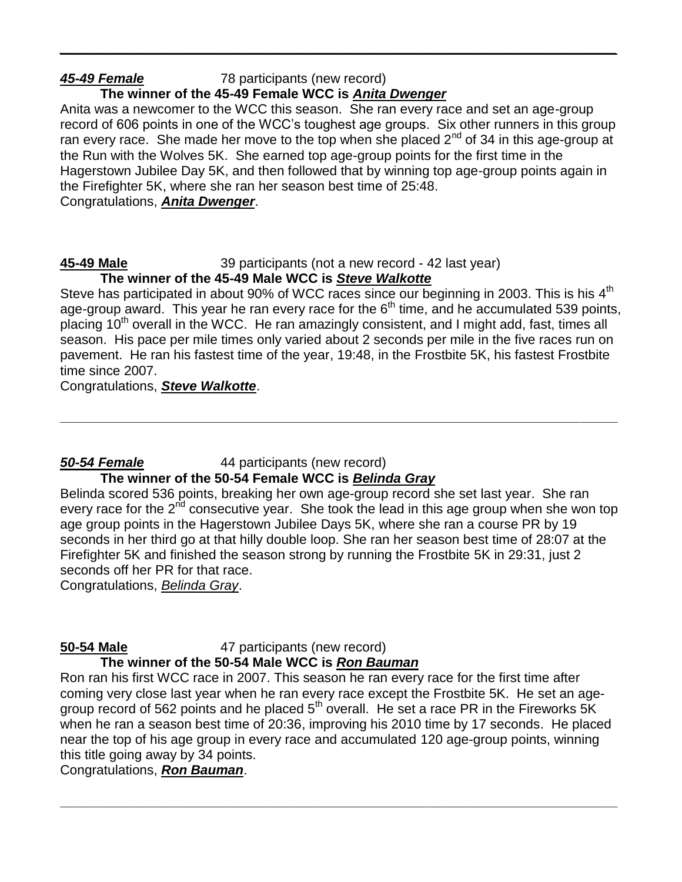---

***45-49 Female*** 78 participants (new record)

**The winner of the 45-49 Female WCC is *Anita Dwenger***

Anita was a newcomer to the WCC this season. She ran every race and set an age-group record of 606 points in one of the WCC's toughest age groups. Six other runners in this group ran every race. She made her move to the top when she placed 2nd of 34 in this age-group at the Run with the Wolves 5K. She earned top age-group points for the first time in the Hagerstown Jubilee Day 5K, and then followed that by winning top age-group points again in the Firefighter 5K, where she ran her season best time of 25:48.

Congratulations, ***Anita Dwenger***.

**45-49 Male** 39 participants (not a new record - 42 last year)

**The winner of the 45-49 Male WCC is *Steve Walkotte***

Steve has participated in about 90% of WCC races since our beginning in 2003. This is his 4th age-group award. This year he ran every race for the 6th time, and he accumulated 539 points, placing 10th overall in the WCC. He ran amazingly consistent, and I might add, fast, times all season. His pace per mile times only varied about 2 seconds per mile in the five races run on pavement. He ran his fastest time of the year, 19:48, in the Frostbite 5K, his fastest Frostbite time since 2007.

Congratulations, ***Steve Walkotte***.

---

***50-54 Female*** 44 participants (new record)

**The winner of the 50-54 Female WCC is *Belinda Gray***

Belinda scored 536 points, breaking her own age-group record she set last year. She ran every race for the 2nd consecutive year. She took the lead in this age group when she won top age group points in the Hagerstown Jubilee Days 5K, where she ran a course PR by 19 seconds in her third go at that hilly double loop. She ran her season best time of 28:07 at the Firefighter 5K and finished the season strong by running the Frostbite 5K in 29:31, just 2 seconds off her PR for that race.

Congratulations, *Belinda Gray*.

**50-54 Male** 47 participants (new record)

**The winner of the 50-54 Male WCC is *Ron Bauman***

Ron ran his first WCC race in 2007. This season he ran every race for the first time after coming very close last year when he ran every race except the Frostbite 5K. He set an age-group record of 562 points and he placed 5th overall. He set a race PR in the Fireworks 5K when he ran a season best time of 20:36, improving his 2010 time by 17 seconds. He placed near the top of his age group in every race and accumulated 120 age-group points, winning this title going away by 34 points.

Congratulations, ***Ron Bauman***.

---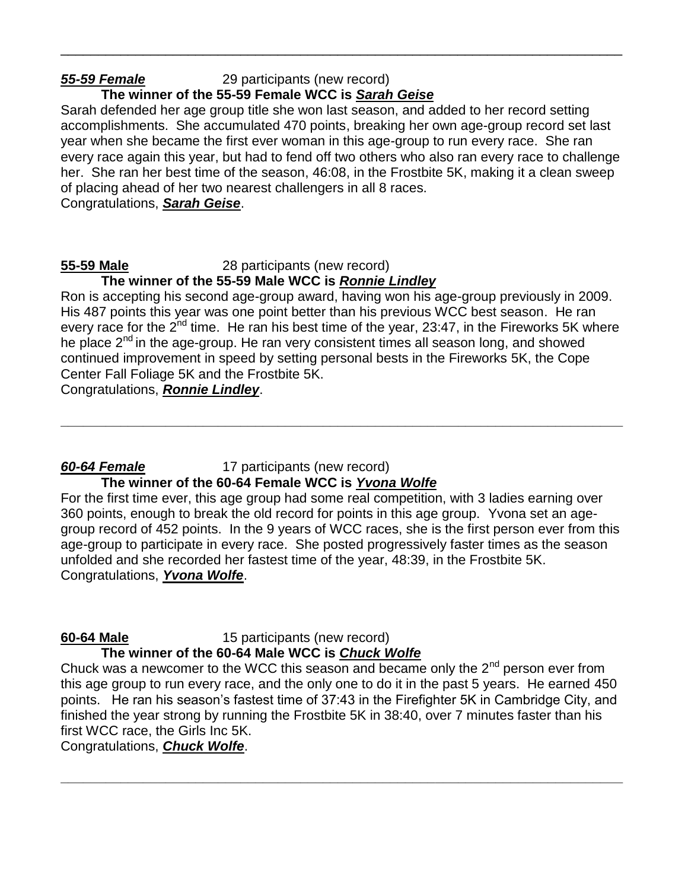---

***55-59 Female*** 29 participants (new record)

**The winner of the 55-59 Female WCC is *Sarah Geise***

Sarah defended her age group title she won last season, and added to her record setting accomplishments. She accumulated 470 points, breaking her own age-group record set last year when she became the first ever woman in this age-group to run every race. She ran every race again this year, but had to fend off two others who also ran every race to challenge her. She ran her best time of the season, 46:08, in the Frostbite 5K, making it a clean sweep of placing ahead of her two nearest challengers in all 8 races.

Congratulations, ***Sarah Geise***.

**55-59 Male** 28 participants (new record)

**The winner of the 55-59 Male WCC is *Ronnie Lindley***

Ron is accepting his second age-group award, having won his age-group previously in 2009. His 487 points this year was one point better than his previous WCC best season. He ran every race for the 2nd time. He ran his best time of the year, 23:47, in the Fireworks 5K where he place 2nd in the age-group. He ran very consistent times all season long, and showed continued improvement in speed by setting personal bests in the Fireworks 5K, the Cope Center Fall Foliage 5K and the Frostbite 5K.

Congratulations, ***Ronnie Lindley***.

---

***60-64 Female*** 17 participants (new record)

**The winner of the 60-64 Female WCC is *Yvona Wolfe***

For the first time ever, this age group had some real competition, with 3 ladies earning over 360 points, enough to break the old record for points in this age group. Yvona set an age-group record of 452 points. In the 9 years of WCC races, she is the first person ever from this age-group to participate in every race. She posted progressively faster times as the season unfolded and she recorded her fastest time of the year, 48:39, in the Frostbite 5K.

Congratulations, ***Yvona Wolfe***.

**60-64 Male** 15 participants (new record)

**The winner of the 60-64 Male WCC is *Chuck Wolfe***

Chuck was a newcomer to the WCC this season and became only the 2nd person ever from this age group to run every race, and the only one to do it in the past 5 years. He earned 450 points. He ran his season's fastest time of 37:43 in the Firefighter 5K in Cambridge City, and finished the year strong by running the Frostbite 5K in 38:40, over 7 minutes faster than his first WCC race, the Girls Inc 5K.

Congratulations, ***Chuck Wolfe***.

---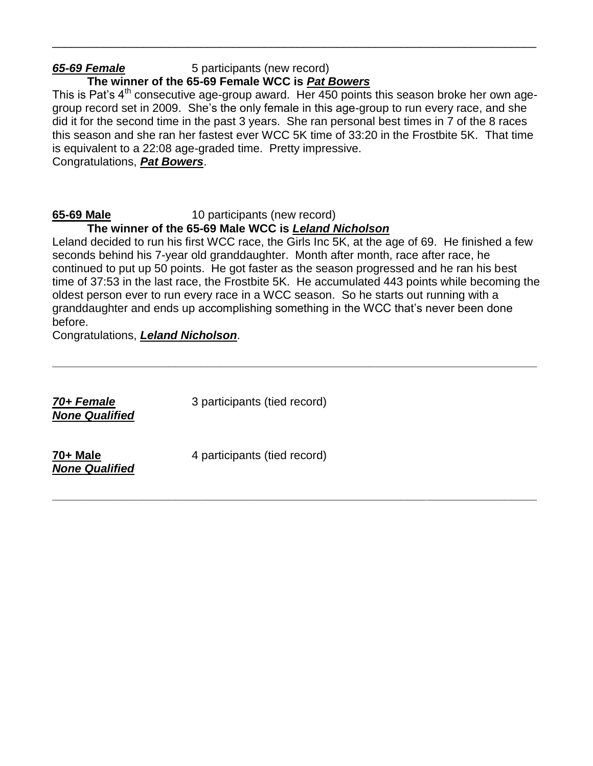---

***65-69 Female*** 5 participants (new record)

**The winner of the 65-69 Female WCC is *Pat Bowers***

This is Pat's 4th consecutive age-group award. Her 450 points this season broke her own age-group record set in 2009. She's the only female in this age-group to run every race, and she did it for the second time in the past 3 years. She ran personal best times in 7 of the 8 races this season and she ran her fastest ever WCC 5K time of 33:20 in the Frostbite 5K. That time is equivalent to a 22:08 age-graded time. Pretty impressive.

Congratulations, ***Pat Bowers***.

**65-69 Male** 10 participants (new record)

**The winner of the 65-69 Male WCC is *Leland Nicholson***

Leland decided to run his first WCC race, the Girls Inc 5K, at the age of 69. He finished a few seconds behind his 7-year old granddaughter. Month after month, race after race, he continued to put up 50 points. He got faster as the season progressed and he ran his best time of 37:53 in the last race, the Frostbite 5K. He accumulated 443 points while becoming the oldest person ever to run every race in a WCC season. So he starts out running with a granddaughter and ends up accomplishing something in the WCC that's never been done before.

Congratulations, ***Leland Nicholson***.

---

***70+ Female*** 3 participants (tied record)

***None Qualified***

**70+ Male** 4 participants (tied record)

***None Qualified***

---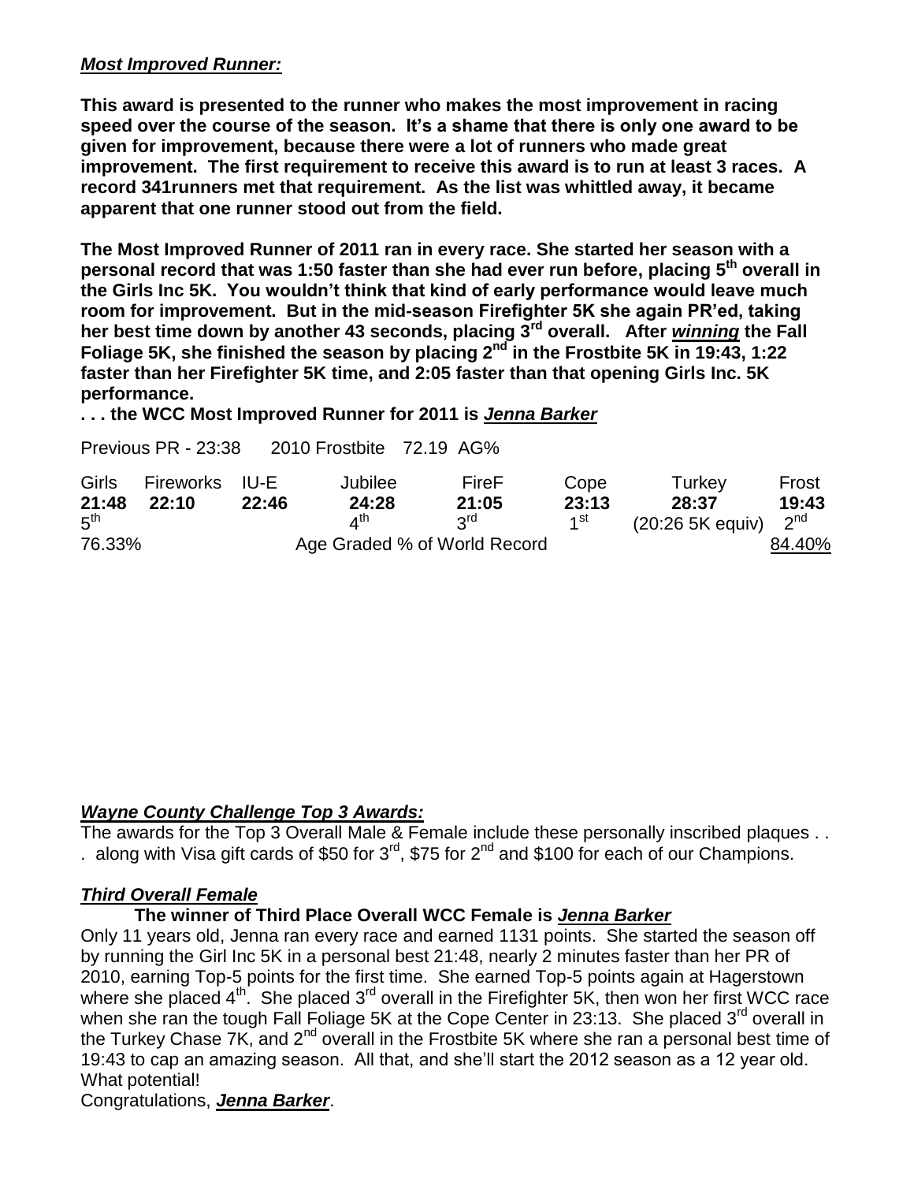***Most Improved Runner:***

**This award is presented to the runner who makes the most improvement in racing speed over the course of the season. It's a shame that there is only one award to be given for improvement, because there were a lot of runners who made great improvement. The first requirement to receive this award is to run at least 3 races. A record 341runners met that requirement. As the list was whittled away, it became apparent that one runner stood out from the field.**

**The Most Improved Runner of 2011 ran in every race. She started her season with a personal record that was 1:50 faster than she had ever run before, placing 5th overall in the Girls Inc 5K. You wouldn't think that kind of early performance would leave much room for improvement. But in the mid-season Firefighter 5K she again PR'ed, taking her best time down by another 43 seconds, placing 3rd overall. After *winning* the Fall Foliage 5K, she finished the season by placing 2nd in the Frostbite 5K in 19:43, 1:22 faster than her Firefighter 5K time, and 2:05 faster than that opening Girls Inc. 5K performance.**

**. . . the WCC Most Improved Runner for 2011 is *Jenna Barker***

Previous PR - 23:38 2010 Frostbite 72.19 AG%

| Girls | Fireworks | IU-E | Jubilee | FireF | Cope | Turkey | Frost |
|---|---|---|---|---|---|---|---|
| **21:48** | **22:10** | **22:46** | **24:28** | **21:05** | **23:13** | **28:37** | **19:43** |
| 5th | | | 4th | 3rd | 1st | (20:26 5K equiv) | 2nd |
| 76.33% | | | Age Graded % of World Record | | | | 84.40% |

***Wayne County Challenge Top 3 Awards:***

The awards for the Top 3 Overall Male & Female include these personally inscribed plaques . . . along with Visa gift cards of $50 for 3rd, $75 for 2nd and $100 for each of our Champions.

***Third Overall Female***

**The winner of Third Place Overall WCC Female is *Jenna Barker***

Only 11 years old, Jenna ran every race and earned 1131 points. She started the season off by running the Girl Inc 5K in a personal best 21:48, nearly 2 minutes faster than her PR of 2010, earning Top-5 points for the first time. She earned Top-5 points again at Hagerstown where she placed 4th. She placed 3rd overall in the Firefighter 5K, then won her first WCC race when she ran the tough Fall Foliage 5K at the Cope Center in 23:13. She placed 3rd overall in the Turkey Chase 7K, and 2nd overall in the Frostbite 5K where she ran a personal best time of 19:43 to cap an amazing season. All that, and she'll start the 2012 season as a 12 year old. What potential!

Congratulations, ***Jenna Barker***.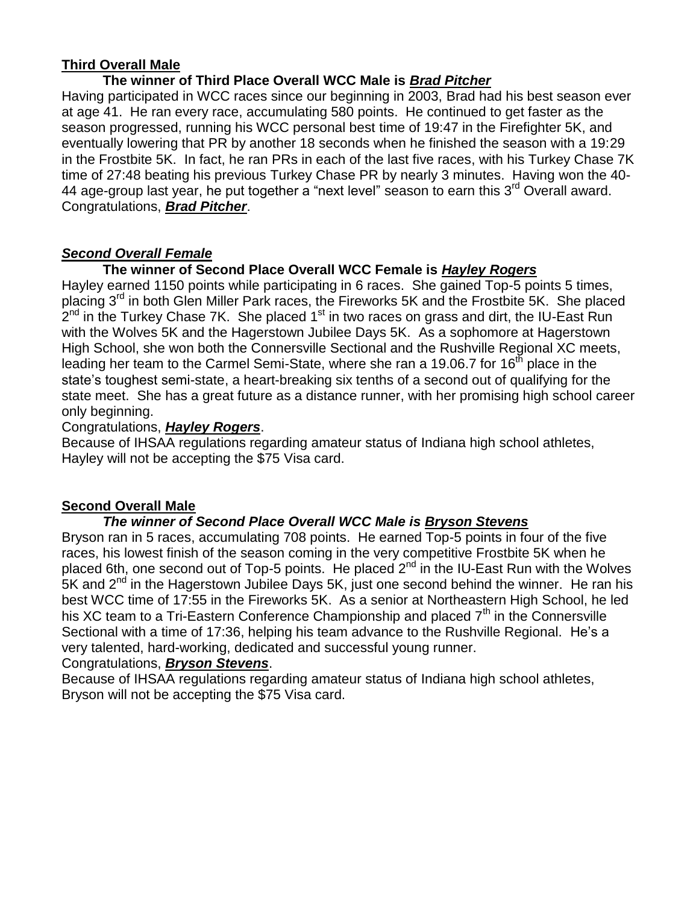**Third Overall Male**

**The winner of Third Place Overall WCC Male is *Brad Pitcher***

Having participated in WCC races since our beginning in 2003, Brad had his best season ever at age 41. He ran every race, accumulating 580 points. He continued to get faster as the season progressed, running his WCC personal best time of 19:47 in the Firefighter 5K, and eventually lowering that PR by another 18 seconds when he finished the season with a 19:29 in the Frostbite 5K. In fact, he ran PRs in each of the last five races, with his Turkey Chase 7K time of 27:48 beating his previous Turkey Chase PR by nearly 3 minutes. Having won the 40-44 age-group last year, he put together a "next level" season to earn this 3rd Overall award. Congratulations, ***Brad Pitcher***.

***Second Overall Female***

**The winner of Second Place Overall WCC Female is *Hayley Rogers***

Hayley earned 1150 points while participating in 6 races. She gained Top-5 points 5 times, placing 3rd in both Glen Miller Park races, the Fireworks 5K and the Frostbite 5K. She placed 2nd in the Turkey Chase 7K. She placed 1st in two races on grass and dirt, the IU-East Run with the Wolves 5K and the Hagerstown Jubilee Days 5K. As a sophomore at Hagerstown High School, she won both the Connersville Sectional and the Rushville Regional XC meets, leading her team to the Carmel Semi-State, where she ran a 19.06.7 for 16th place in the state's toughest semi-state, a heart-breaking six tenths of a second out of qualifying for the state meet. She has a great future as a distance runner, with her promising high school career only beginning.

Congratulations, ***Hayley Rogers***.

Because of IHSAA regulations regarding amateur status of Indiana high school athletes, Hayley will not be accepting the $75 Visa card.

**Second Overall Male**

***The winner of Second Place Overall WCC Male is Bryson Stevens***

Bryson ran in 5 races, accumulating 708 points. He earned Top-5 points in four of the five races, his lowest finish of the season coming in the very competitive Frostbite 5K when he placed 6th, one second out of Top-5 points. He placed 2nd in the IU-East Run with the Wolves 5K and 2nd in the Hagerstown Jubilee Days 5K, just one second behind the winner. He ran his best WCC time of 17:55 in the Fireworks 5K. As a senior at Northeastern High School, he led his XC team to a Tri-Eastern Conference Championship and placed 7th in the Connersville Sectional with a time of 17:36, helping his team advance to the Rushville Regional. He's a very talented, hard-working, dedicated and successful young runner.

Congratulations, ***Bryson Stevens***.

Because of IHSAA regulations regarding amateur status of Indiana high school athletes, Bryson will not be accepting the $75 Visa card.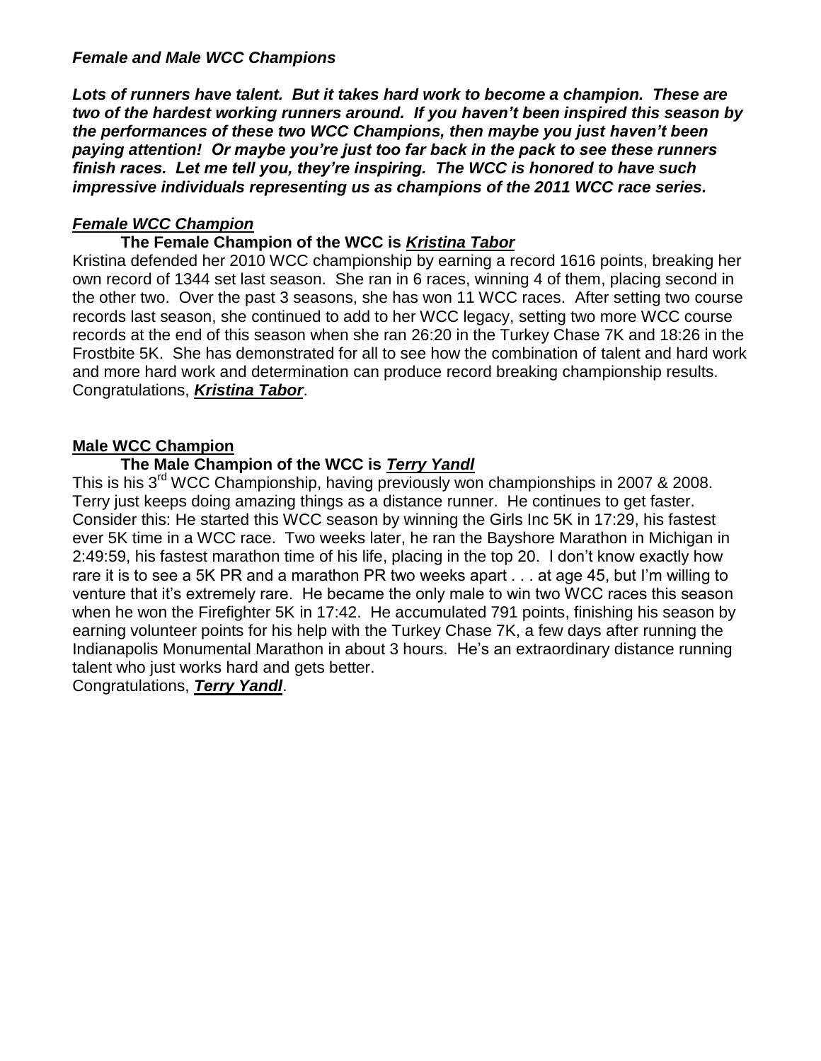***Female and Male WCC Champions***

***Lots of runners have talent. But it takes hard work to become a champion. These are two of the hardest working runners around. If you haven't been inspired this season by the performances of these two WCC Champions, then maybe you just haven't been paying attention! Or maybe you're just too far back in the pack to see these runners finish races. Let me tell you, they're inspiring. The WCC is honored to have such impressive individuals representing us as champions of the 2011 WCC race series.***

## ***Female WCC Champion***

**The Female Champion of the WCC is *Kristina Tabor***

Kristina defended her 2010 WCC championship by earning a record 1616 points, breaking her own record of 1344 set last season. She ran in 6 races, winning 4 of them, placing second in the other two. Over the past 3 seasons, she has won 11 WCC races. After setting two course records last season, she continued to add to her WCC legacy, setting two more WCC course records at the end of this season when she ran 26:20 in the Turkey Chase 7K and 18:26 in the Frostbite 5K. She has demonstrated for all to see how the combination of talent and hard work and more hard work and determination can produce record breaking championship results. Congratulations, ***Kristina Tabor***.

## **Male WCC Champion**

**The Male Champion of the WCC is *Terry Yandl***

This is his 3rd WCC Championship, having previously won championships in 2007 & 2008. Terry just keeps doing amazing things as a distance runner. He continues to get faster. Consider this: He started this WCC season by winning the Girls Inc 5K in 17:29, his fastest ever 5K time in a WCC race. Two weeks later, he ran the Bayshore Marathon in Michigan in 2:49:59, his fastest marathon time of his life, placing in the top 20. I don't know exactly how rare it is to see a 5K PR and a marathon PR two weeks apart . . . at age 45, but I'm willing to venture that it's extremely rare. He became the only male to win two WCC races this season when he won the Firefighter 5K in 17:42. He accumulated 791 points, finishing his season by earning volunteer points for his help with the Turkey Chase 7K, a few days after running the Indianapolis Monumental Marathon in about 3 hours. He's an extraordinary distance running talent who just works hard and gets better.

Congratulations, ***Terry Yandl***.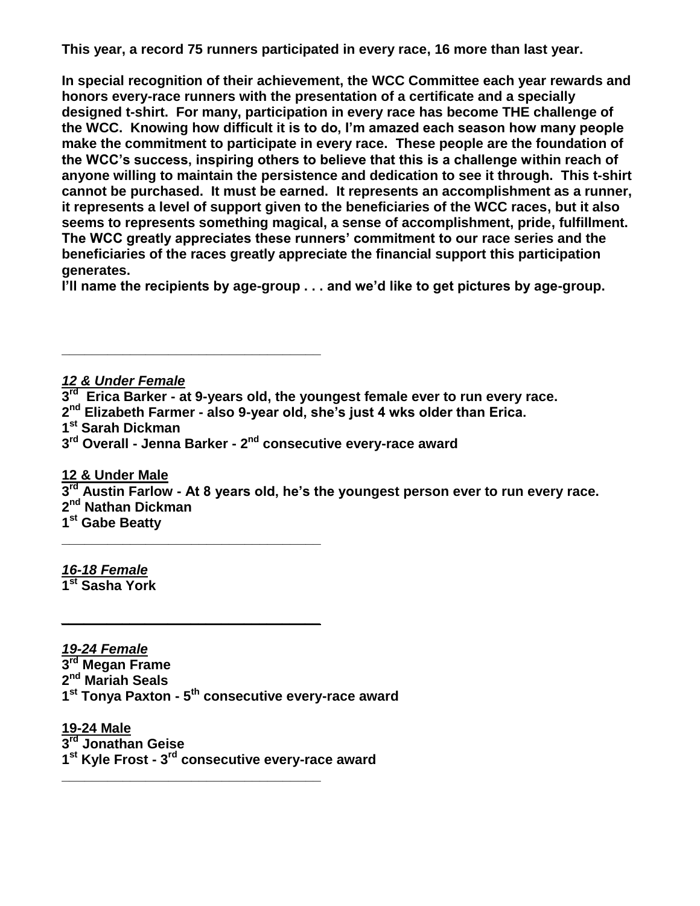**This year, a record 75 runners participated in every race, 16 more than last year.**

**In special recognition of their achievement, the WCC Committee each year rewards and honors every-race runners with the presentation of a certificate and a specially designed t-shirt. For many, participation in every race has become THE challenge of the WCC. Knowing how difficult it is to do, I'm amazed each season how many people make the commitment to participate in every race. These people are the foundation of the WCC's success, inspiring others to believe that this is a challenge within reach of anyone willing to maintain the persistence and dedication to see it through. This t-shirt cannot be purchased. It must be earned. It represents an accomplishment as a runner, it represents a level of support given to the beneficiaries of the WCC races, but it also seems to represents something magical, a sense of accomplishment, pride, fulfillment. The WCC greatly appreciates these runners' commitment to our race series and the beneficiaries of the races greatly appreciate the financial support this participation generates.**
**I'll name the recipients by age-group . . . and we'd like to get pictures by age-group.**

---

***12 & Under Female***
**3rd Erica Barker - at 9-years old, the youngest female ever to run every race.**
**2nd Elizabeth Farmer - also 9-year old, she's just 4 wks older than Erica.**
**1st Sarah Dickman**
**3rd Overall - Jenna Barker - 2nd consecutive every-race award**

**12 & Under Male**
**3rd Austin Farlow - At 8 years old, he's the youngest person ever to run every race.**
**2nd Nathan Dickman**
**1st Gabe Beatty**

---

***16-18 Female***
**1st Sasha York**

---

***19-24 Female***
**3rd Megan Frame**
**2nd Mariah Seals**
**1st Tonya Paxton - 5th consecutive every-race award**

**19-24 Male**
**3rd Jonathan Geise**
**1st Kyle Frost - 3rd consecutive every-race award**

---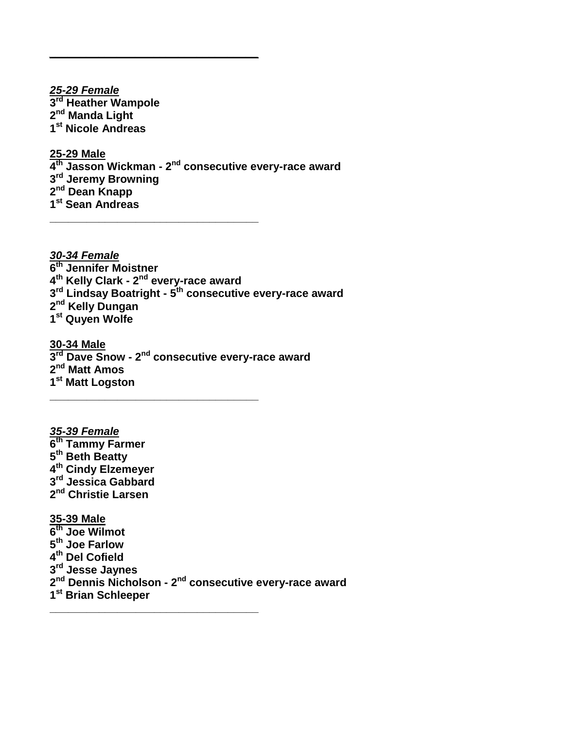---

***25-29 Female***

**3rd Heather Wampole**
**2nd Manda Light**
**1st Nicole Andreas**

**25-29 Male**

**4th Jasson Wickman - 2nd consecutive every-race award**
**3rd Jeremy Browning**
**2nd Dean Knapp**
**1st Sean Andreas**

---

***30-34 Female***

**6th Jennifer Moistner**
**4th Kelly Clark - 2nd every-race award**
**3rd Lindsay Boatright - 5th consecutive every-race award**
**2nd Kelly Dungan**
**1st Quyen Wolfe**

**30-34 Male**

**3rd Dave Snow - 2nd consecutive every-race award**
**2nd Matt Amos**
**1st Matt Logston**

---

***35-39 Female***

**6th Tammy Farmer**
**5th Beth Beatty**
**4th Cindy Elzemeyer**
**3rd Jessica Gabbard**
**2nd Christie Larsen**

**35-39 Male**

**6th Joe Wilmot**
**5th Joe Farlow**
**4th Del Cofield**
**3rd Jesse Jaynes**
**2nd Dennis Nicholson - 2nd consecutive every-race award**
**1st Brian Schleeper**

---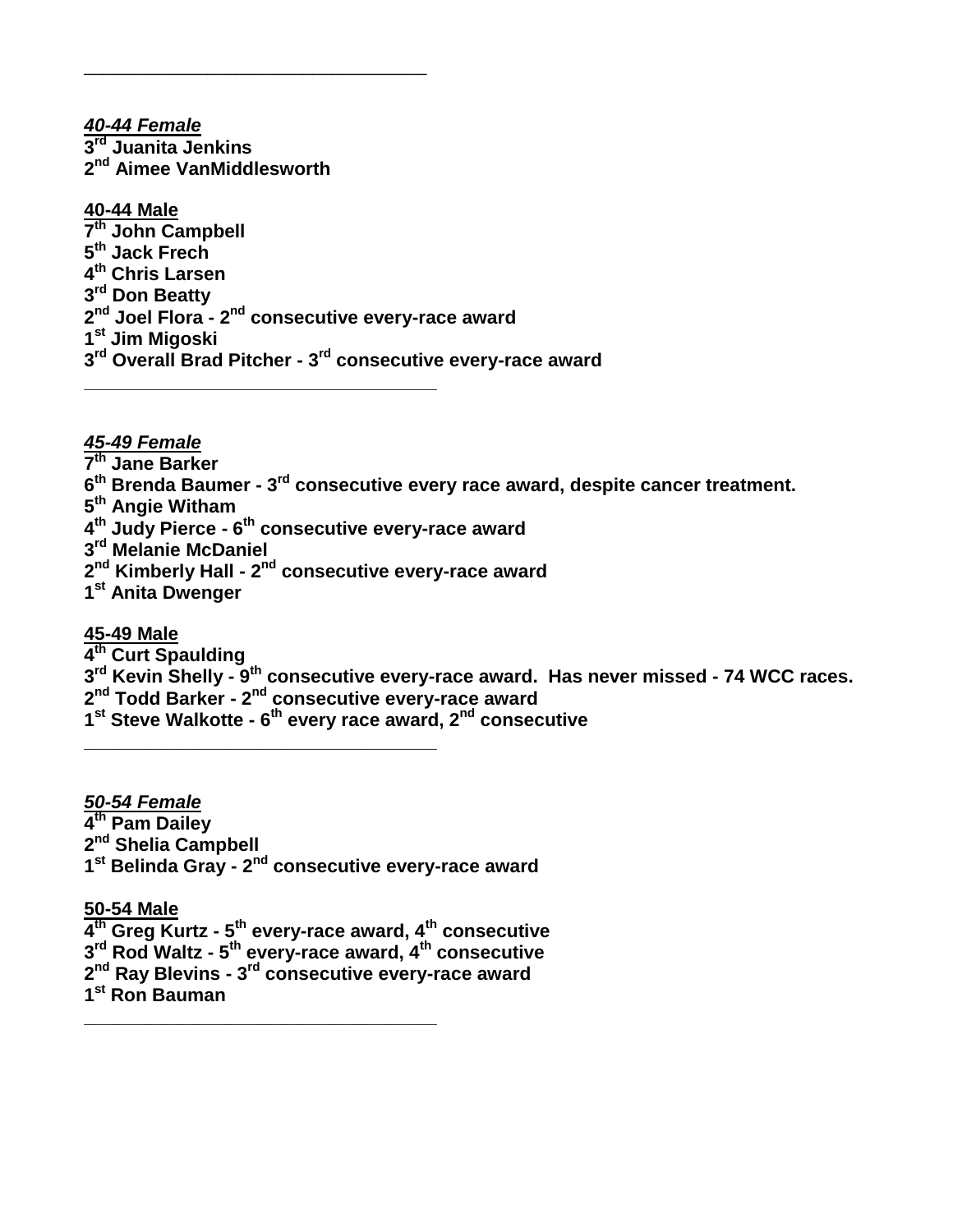---

***40-44 Female***
**3rd Juanita Jenkins**
**2nd Aimee VanMiddlesworth**

**40-44 Male**
**7th John Campbell**
**5th Jack Frech**
**4th Chris Larsen**
**3rd Don Beatty**
**2nd Joel Flora - 2nd consecutive every-race award**
**1st Jim Migoski**
**3rd Overall Brad Pitcher - 3rd consecutive every-race award**

---

***45-49 Female***
**7th Jane Barker**
**6th Brenda Baumer - 3rd consecutive every race award, despite cancer treatment.**
**5th Angie Witham**
**4th Judy Pierce - 6th consecutive every-race award**
**3rd Melanie McDaniel**
**2nd Kimberly Hall - 2nd consecutive every-race award**
**1st Anita Dwenger**

**45-49 Male**
**4th Curt Spaulding**
**3rd Kevin Shelly - 9th consecutive every-race award. Has never missed - 74 WCC races.**
**2nd Todd Barker - 2nd consecutive every-race award**
**1st Steve Walkotte - 6th every race award, 2nd consecutive**

---

***50-54 Female***
**4th Pam Dailey**
**2nd Shelia Campbell**
**1st Belinda Gray - 2nd consecutive every-race award**

**50-54 Male**
**4th Greg Kurtz - 5th every-race award, 4th consecutive**
**3rd Rod Waltz - 5th every-race award, 4th consecutive**
**2nd Ray Blevins - 3rd consecutive every-race award**
**1st Ron Bauman**

---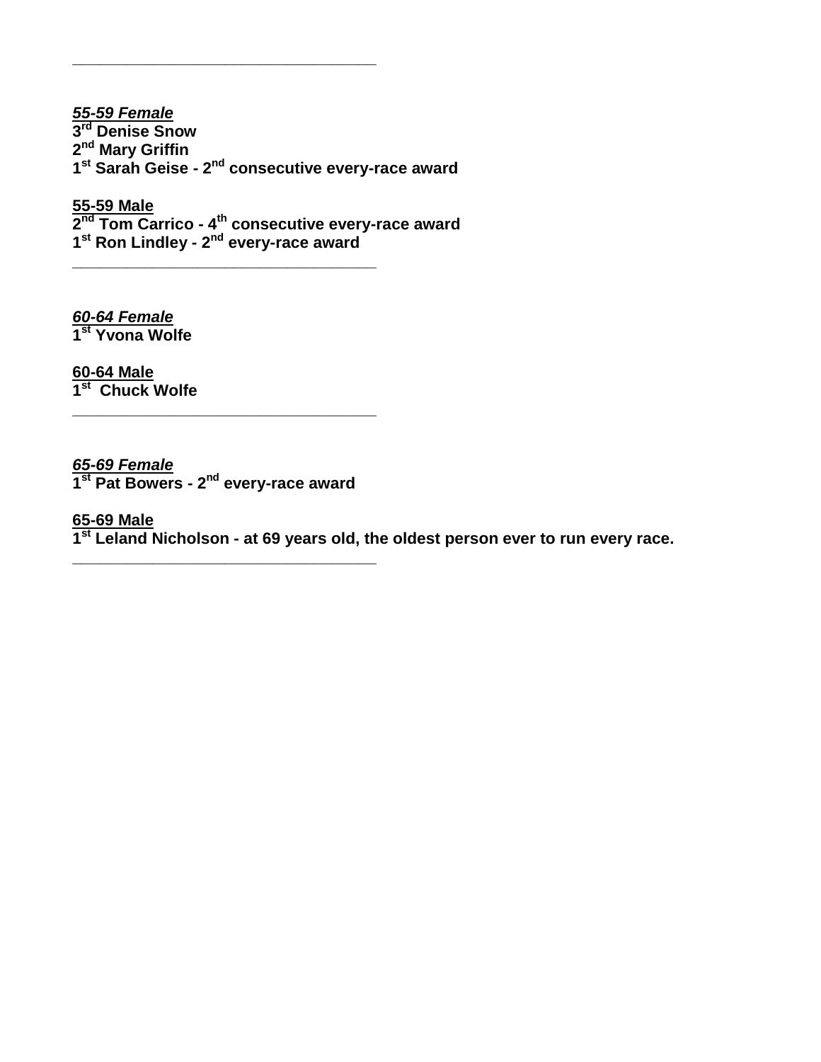---

***55-59 Female***
**3rd Denise Snow**
**2nd Mary Griffin**
**1st Sarah Geise - 2nd consecutive every-race award**

**55-59 Male**
**2nd Tom Carrico - 4th consecutive every-race award**
**1st Ron Lindley - 2nd every-race award**

---

***60-64 Female***
**1st Yvona Wolfe**

**60-64 Male**
**1st Chuck Wolfe**

---

***65-69 Female***
**1st Pat Bowers - 2nd every-race award**

**65-69 Male**
**1st Leland Nicholson - at 69 years old, the oldest person ever to run every race.**

---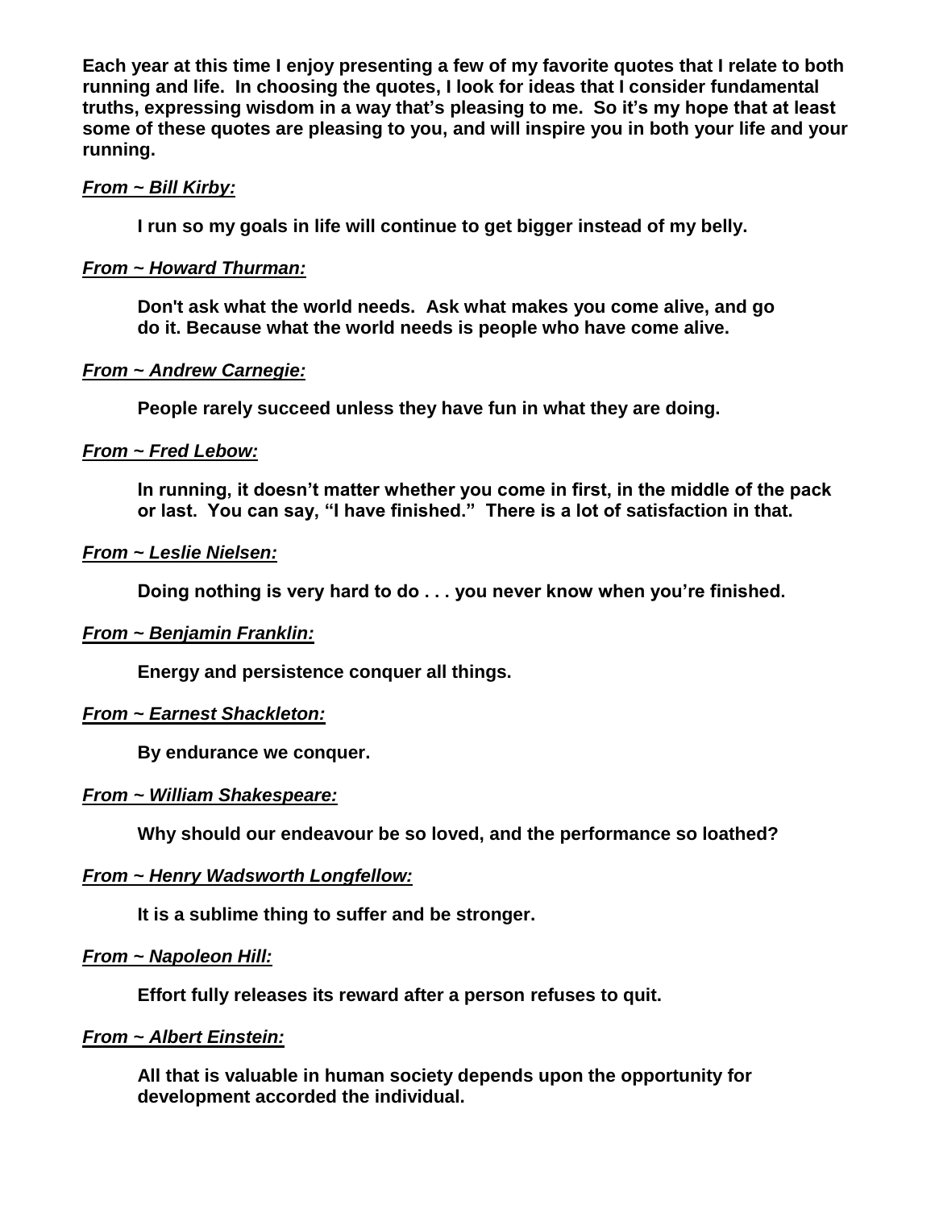**Each year at this time I enjoy presenting a few of my favorite quotes that I relate to both running and life. In choosing the quotes, I look for ideas that I consider fundamental truths, expressing wisdom in a way that's pleasing to me. So it's my hope that at least some of these quotes are pleasing to you, and will inspire you in both your life and your running.**

***From ~ Bill Kirby:***

> **I run so my goals in life will continue to get bigger instead of my belly.**

***From ~ Howard Thurman:***

> **Don't ask what the world needs. Ask what makes you come alive, and go do it. Because what the world needs is people who have come alive.**

***From ~ Andrew Carnegie:***

> **People rarely succeed unless they have fun in what they are doing.**

***From ~ Fred Lebow:***

> **In running, it doesn't matter whether you come in first, in the middle of the pack or last. You can say, "I have finished." There is a lot of satisfaction in that.**

***From ~ Leslie Nielsen:***

> **Doing nothing is very hard to do . . . you never know when you're finished.**

***From ~ Benjamin Franklin:***

> **Energy and persistence conquer all things.**

***From ~ Earnest Shackleton:***

> **By endurance we conquer.**

***From ~ William Shakespeare:***

> **Why should our endeavour be so loved, and the performance so loathed?**

***From ~ Henry Wadsworth Longfellow:***

> **It is a sublime thing to suffer and be stronger.**

***From ~ Napoleon Hill:***

> **Effort fully releases its reward after a person refuses to quit.**

***From ~ Albert Einstein:***

> **All that is valuable in human society depends upon the opportunity for development accorded the individual.**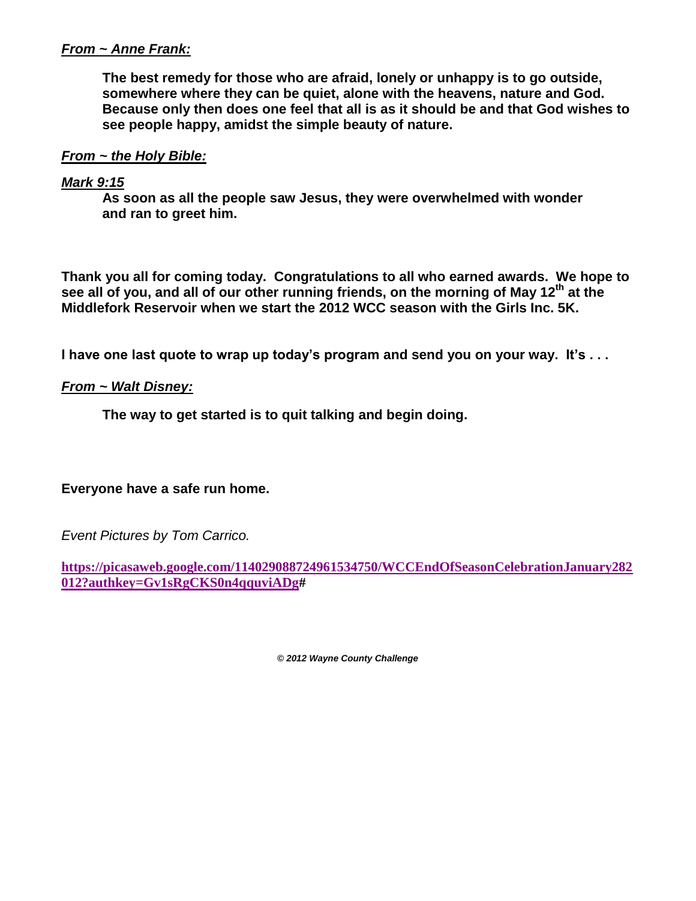***From ~ Anne Frank:***

**The best remedy for those who are afraid, lonely or unhappy is to go outside, somewhere where they can be quiet, alone with the heavens, nature and God. Because only then does one feel that all is as it should be and that God wishes to see people happy, amidst the simple beauty of nature.**

***From ~ the Holy Bible:***

***Mark 9:15***

**As soon as all the people saw Jesus, they were overwhelmed with wonder and ran to greet him.**

**Thank you all for coming today. Congratulations to all who earned awards. We hope to see all of you, and all of our other running friends, on the morning of May 12th at the Middlefork Reservoir when we start the 2012 WCC season with the Girls Inc. 5K.**

**I have one last quote to wrap up today's program and send you on your way. It's . . .**

***From ~ Walt Disney:***

**The way to get started is to quit talking and begin doing.**

**Everyone have a safe run home.**

*Event Pictures by Tom Carrico.*

**https://picasaweb.google.com/114029088724961534750/WCCEndOfSeasonCelebrationJanuary282012?authkey=Gv1sRgCKS0n4qquviADg#**

***© 2012 Wayne County Challenge***